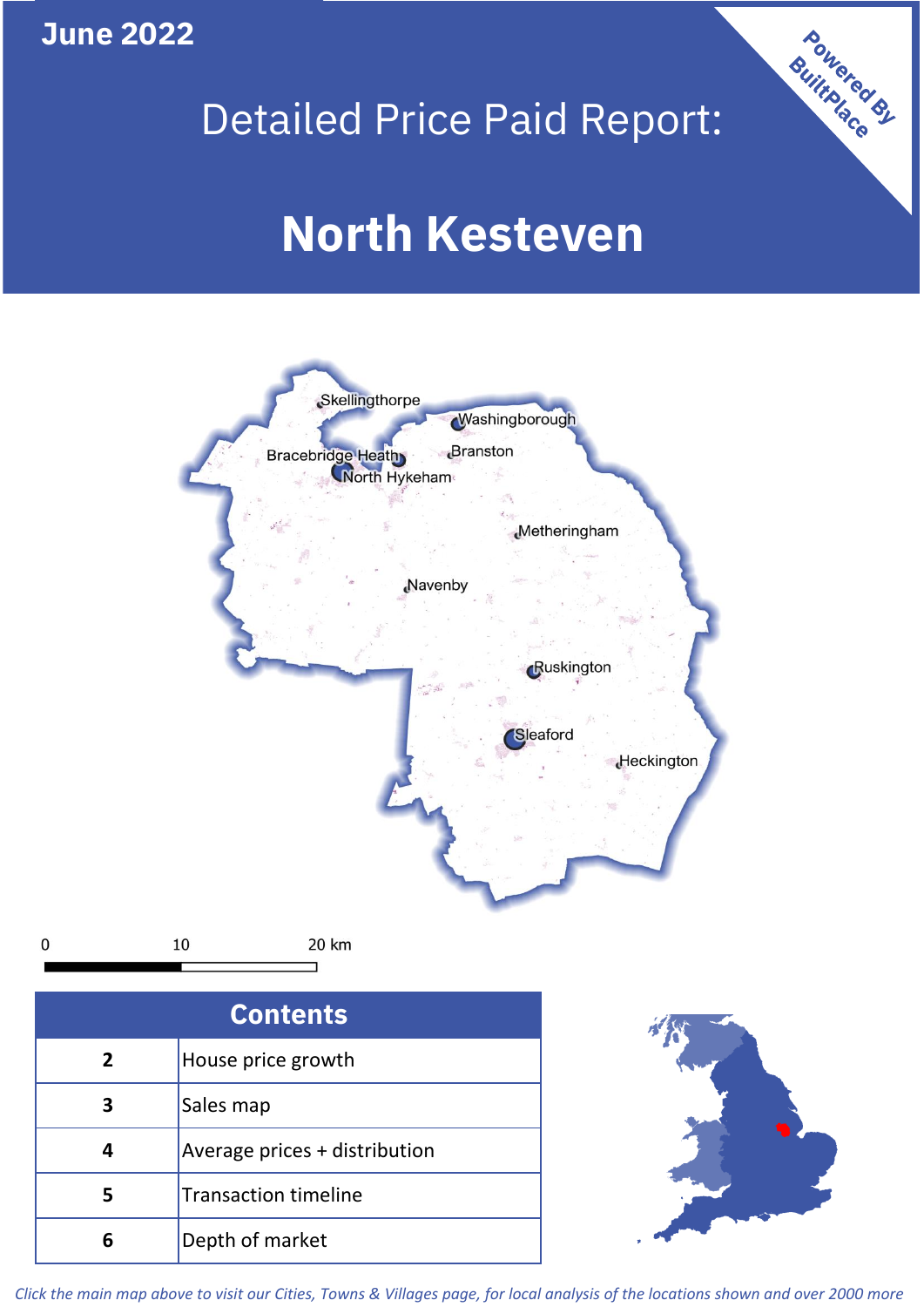June 2022

# Detailed Price Paid Report:

# North Kesteven

Powered By BuiltPlace

Skellingthorpe
Washingborough
Bracebridge Heath
Branston
North Hykeham
Metheringham
Navenby
Ruskington
Sleaford
Heckington

0 10 20 km

| Contents | |
|---|---|
| 2 | House price growth |
| 3 | Sales map |
| 4 | Average prices + distribution |
| 5 | Transaction timeline |
| 6 | Depth of market |

*Click the main map above to visit our Cities, Towns & Villages page, for local analysis of the locations shown and over 2000 more*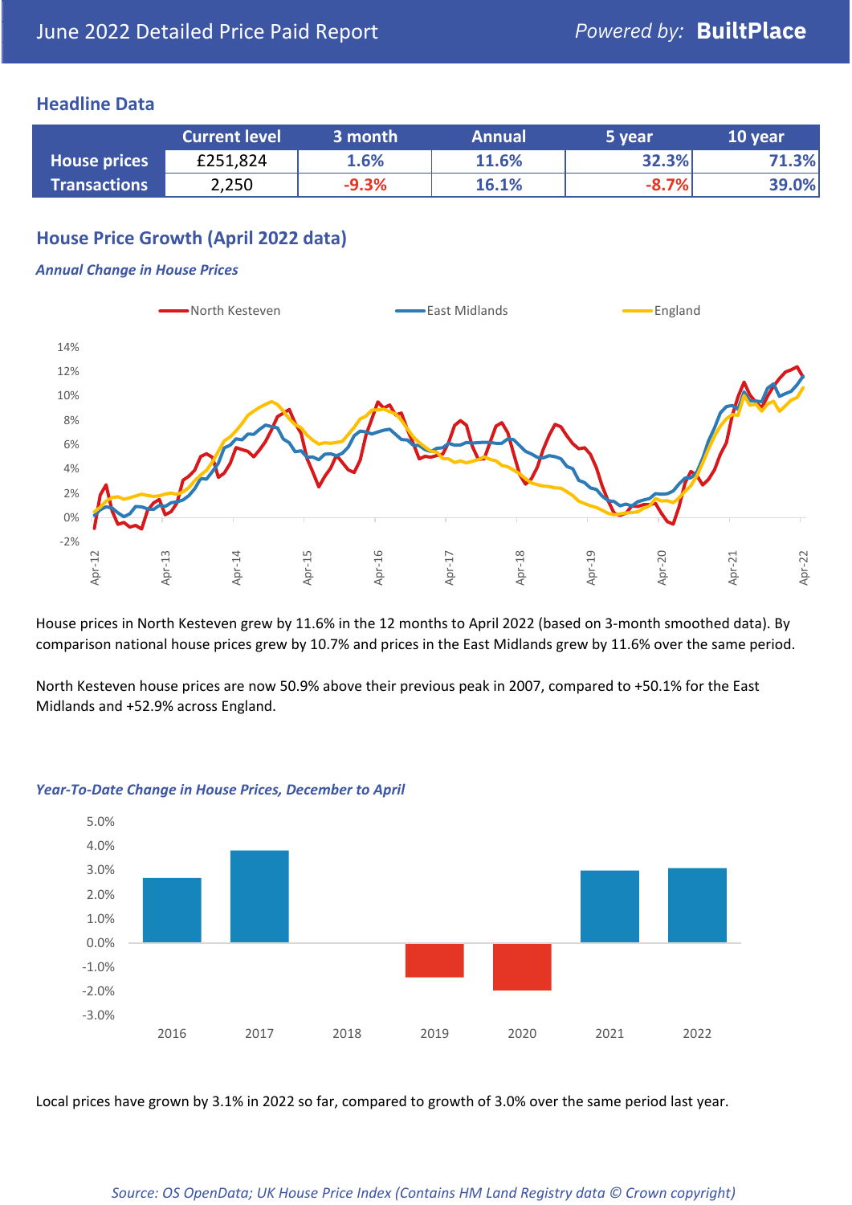June 2022 Detailed Price Paid Report

Powered by: **BuiltPlace**

## Headline Data

| | Current level | 3 month | Annual | 5 year | 10 year |
|---|---|---|---|---|---|
| **House prices** | £251,824 | 1.6% | 11.6% | 32.3% | 71.3% |
| **Transactions** | 2,250 | -9.3% | 16.1% | -8.7% | 39.0% |

## House Price Growth (April 2022 data)

***Annual Change in House Prices***

House prices in North Kesteven grew by 11.6% in the 12 months to April 2022 (based on 3-month smoothed data). By comparison national house prices grew by 10.7% and prices in the East Midlands grew by 11.6% over the same period.

North Kesteven house prices are now 50.9% above their previous peak in 2007, compared to +50.1% for the East Midlands and +52.9% across England.

***Year-To-Date Change in House Prices, December to April***

Local prices have grown by 3.1% in 2022 so far, compared to growth of 3.0% over the same period last year.

*Source: OS OpenData; UK House Price Index (Contains HM Land Registry data © Crown copyright)*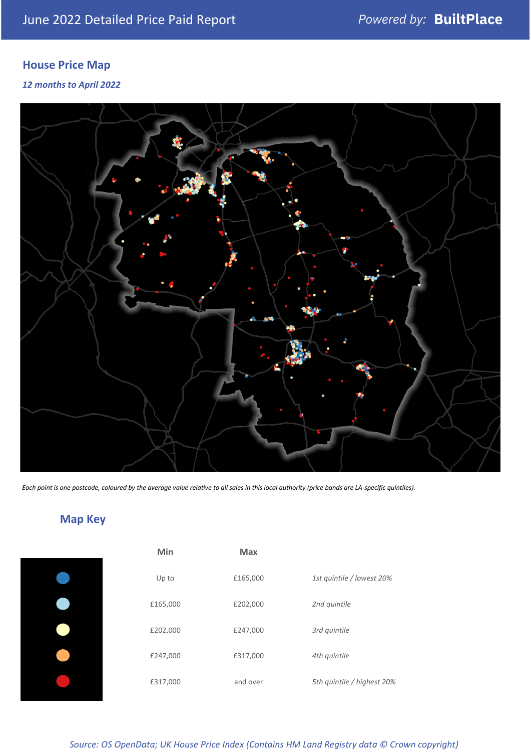June 2022 Detailed Price Paid Report — Powered by: BuiltPlace

## House Price Map

*12 months to April 2022*

*Each point is one postcode, coloured by the average value relative to all sales in this local authority (price bands are LA-specific quintiles).*

## Map Key

| | Min | Max | |
|---|---|---|---|
| Dark blue | Up to | £165,000 | *1st quintile / lowest 20%* |
| Light blue | £165,000 | £202,000 | *2nd quintile* |
| Pale yellow | £202,000 | £247,000 | *3rd quintile* |
| Orange | £247,000 | £317,000 | *4th quintile* |
| Red | £317,000 | and over | *5th quintile / highest 20%* |

*Source: OS OpenData; UK House Price Index (Contains HM Land Registry data © Crown copyright)*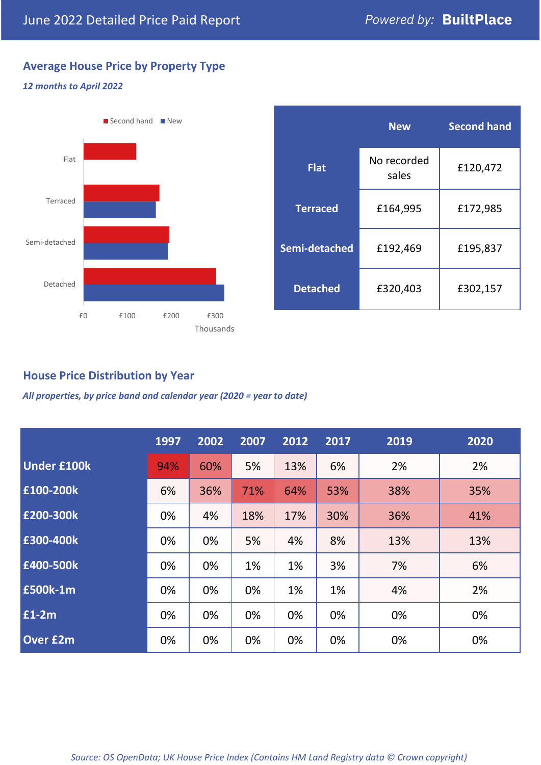June 2022 Detailed Price Paid Report

*Powered by:* **BuiltPlace**

## Average House Price by Property Type

***12 months to April 2022***

Second hand / New

Flat
Terraced
Semi-detached
Detached

£0 £100 £200 £300
Thousands

| | New | Second hand |
|---|---|---|
| **Flat** | No recorded sales | £120,472 |
| **Terraced** | £164,995 | £172,985 |
| **Semi-detached** | £192,469 | £195,837 |
| **Detached** | £320,403 | £302,157 |

## House Price Distribution by Year

***All properties, by price band and calendar year (2020 = year to date)***

| | 1997 | 2002 | 2007 | 2012 | 2017 | 2019 | 2020 |
|---|---|---|---|---|---|---|---|
| **Under £100k** | 94% | 60% | 5% | 13% | 6% | 2% | 2% |
| **£100-200k** | 6% | 36% | 71% | 64% | 53% | 38% | 35% |
| **£200-300k** | 0% | 4% | 18% | 17% | 30% | 36% | 41% |
| **£300-400k** | 0% | 0% | 5% | 4% | 8% | 13% | 13% |
| **£400-500k** | 0% | 0% | 1% | 1% | 3% | 7% | 6% |
| **£500k-1m** | 0% | 0% | 0% | 1% | 1% | 4% | 2% |
| **£1-2m** | 0% | 0% | 0% | 0% | 0% | 0% | 0% |
| **Over £2m** | 0% | 0% | 0% | 0% | 0% | 0% | 0% |

*Source: OS OpenData; UK House Price Index (Contains HM Land Registry data © Crown copyright)*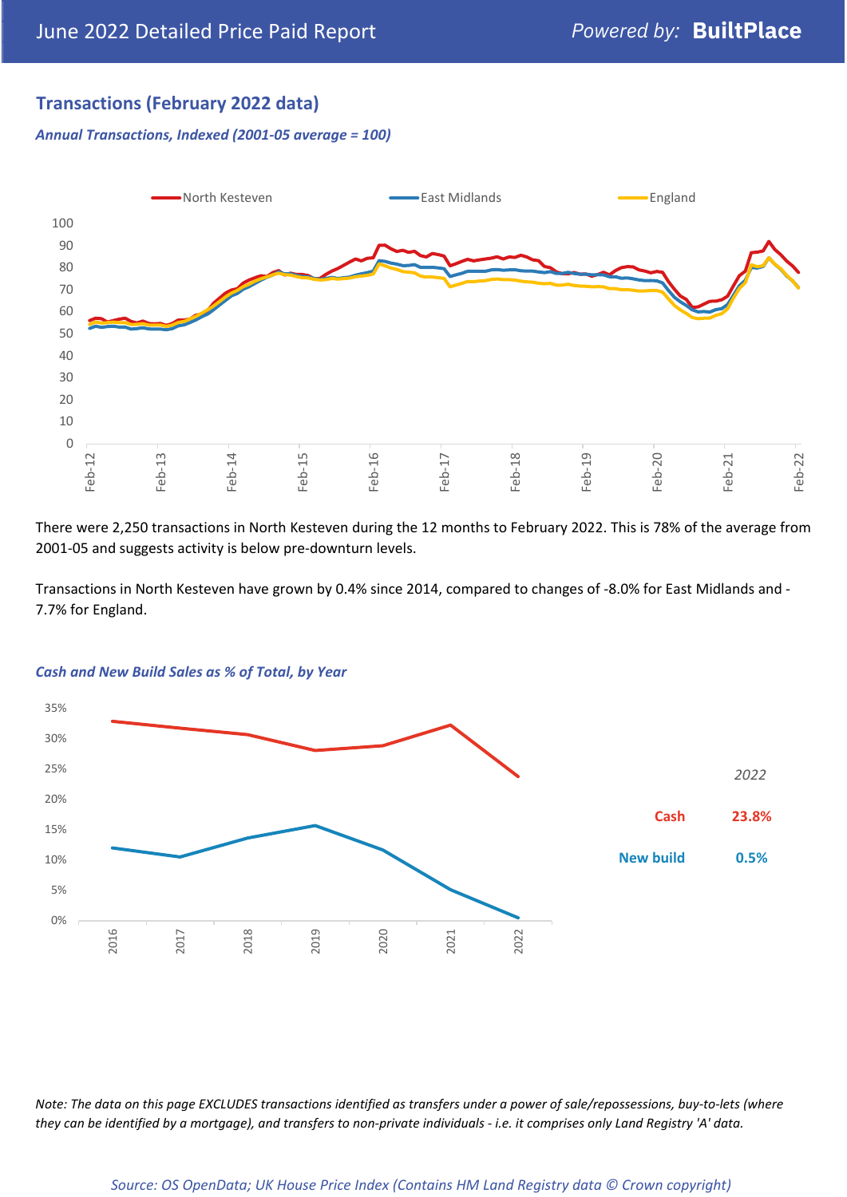## Transactions (February 2022 data)

*Annual Transactions, Indexed (2001-05 average = 100)*

There were 2,250 transactions in North Kesteven during the 12 months to February 2022. This is 78% of the average from 2001-05 and suggests activity is below pre-downturn levels.

Transactions in North Kesteven have grown by 0.4% since 2014, compared to changes of -8.0% for East Midlands and -7.7% for England.

*Cash and New Build Sales as % of Total, by Year*

| 2022 | |
|---|---|
| Cash | 23.8% |
| New build | 0.5% |

*Note: The data on this page EXCLUDES transactions identified as transfers under a power of sale/repossessions, buy-to-lets (where they can be identified by a mortgage), and transfers to non-private individuals - i.e. it comprises only Land Registry 'A' data.*

*Source: OS OpenData; UK House Price Index (Contains HM Land Registry data © Crown copyright)*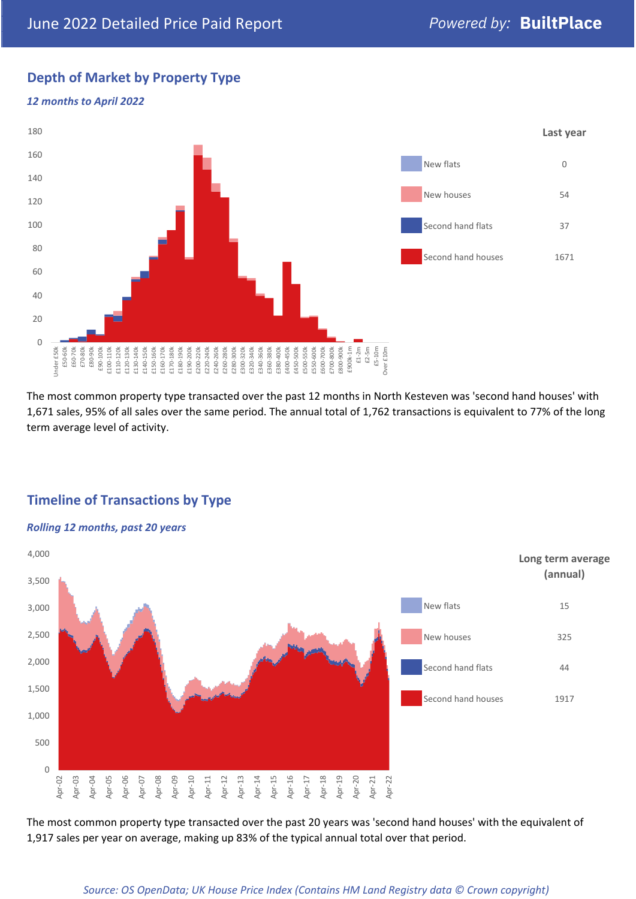June 2022 Detailed Price Paid Report

Powered by: **BuiltPlace**

## Depth of Market by Property Type

*12 months to April 2022*

180
160
140
120
100
80
60
40
20
0

Under £50k, £50-60k, £60-70k, £70-80k, £80-90k, £90-100k, £100-110k, £110-120k, £120-130k, £130-140k, £140-150k, £150-160k, £160-170k, £170-180k, £180-190k, £190-200k, £200-220k, £220-240k, £240-260k, £260-280k, £280-300k, £300-320k, £320-340k, £340-360k, £360-380k, £380-400k, £400-450k, £450-500k, £500-550k, £550-600k, £600-700k, £700-800k, £800-900k, £900k-1m, £1-2m, £2-5m, £5-10m, Over £10m

**Last year**

New flats 0
New houses 54
Second hand flats 37
Second hand houses 1671

The most common property type transacted over the past 12 months in North Kesteven was 'second hand houses' with 1,671 sales, 95% of all sales over the same period. The annual total of 1,762 transactions is equivalent to 77% of the long term average level of activity.

## Timeline of Transactions by Type

*Rolling 12 months, past 20 years*

4,000
3,500
3,000
2,500
2,000
1,500
1,000
500
0

Apr-02, Apr-03, Apr-04, Apr-05, Apr-06, Apr-07, Apr-08, Apr-09, Apr-10, Apr-11, Apr-12, Apr-13, Apr-14, Apr-15, Apr-16, Apr-17, Apr-18, Apr-19, Apr-20, Apr-21, Apr-22

**Long term average (annual)**

New flats 15
New houses 325
Second hand flats 44
Second hand houses 1917

The most common property type transacted over the past 20 years was 'second hand houses' with the equivalent of 1,917 sales per year on average, making up 83% of the typical annual total over that period.

*Source: OS OpenData; UK House Price Index (Contains HM Land Registry data © Crown copyright)*